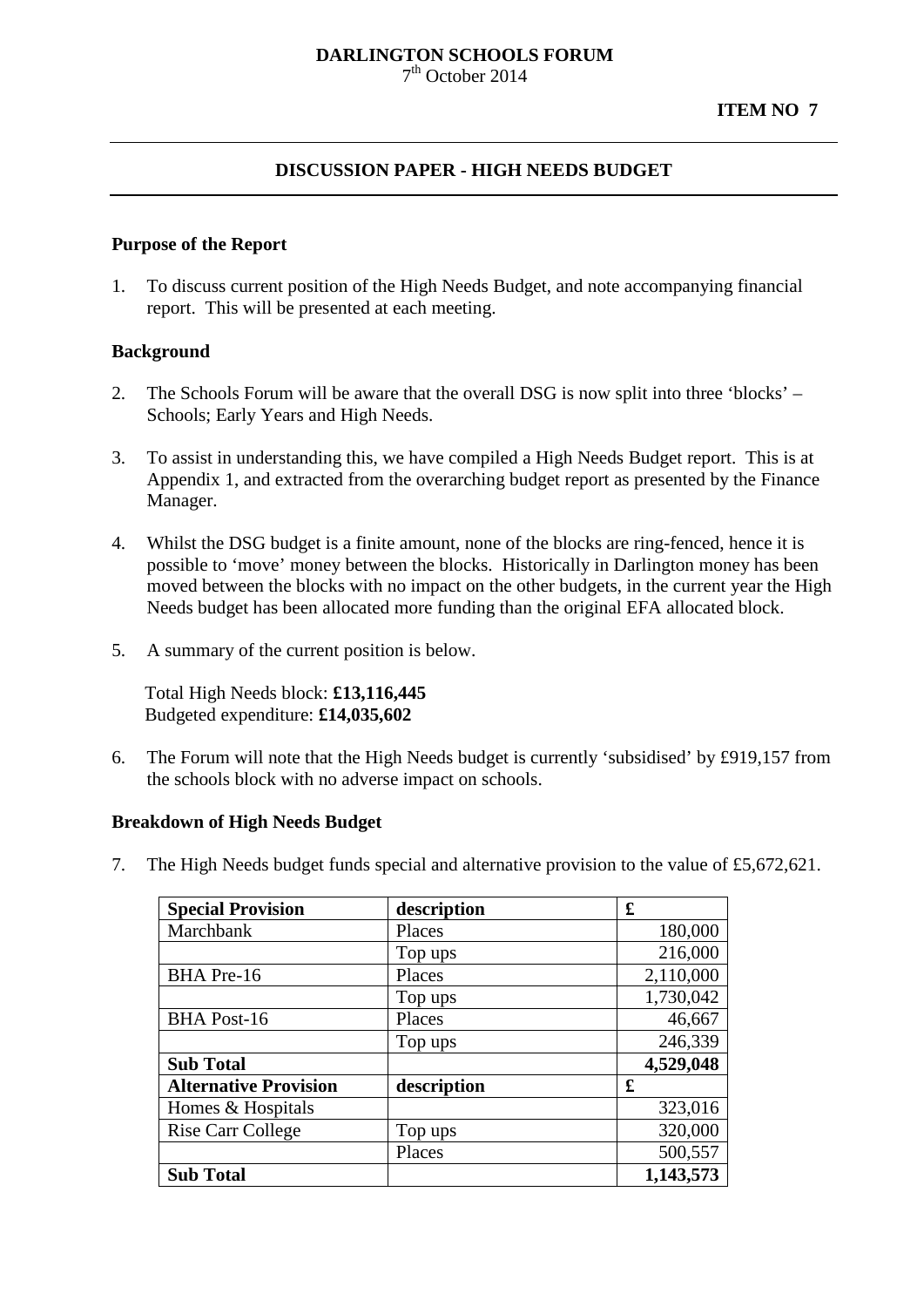**DARLINGTON SCHOOLS FORUM**
7th October 2014

**ITEM NO 7**

---

## DISCUSSION PAPER - HIGH NEEDS BUDGET

---

### Purpose of the Report

1. To discuss current position of the High Needs Budget, and note accompanying financial report. This will be presented at each meeting.

### Background

2. The Schools Forum will be aware that the overall DSG is now split into three 'blocks' – Schools; Early Years and High Needs.

3. To assist in understanding this, we have compiled a High Needs Budget report. This is at Appendix 1, and extracted from the overarching budget report as presented by the Finance Manager.

4. Whilst the DSG budget is a finite amount, none of the blocks are ring-fenced, hence it is possible to 'move' money between the blocks. Historically in Darlington money has been moved between the blocks with no impact on the other budgets, in the current year the High Needs budget has been allocated more funding than the original EFA allocated block.

5. A summary of the current position is below.

   Total High Needs block: **£13,116,445**
   Budgeted expenditure: **£14,035,602**

6. The Forum will note that the High Needs budget is currently 'subsidised' by £919,157 from the schools block with no adverse impact on schools.

### Breakdown of High Needs Budget

7. The High Needs budget funds special and alternative provision to the value of £5,672,621.

| **Special Provision** | **description** | **£** |
|---|---|---|
| Marchbank | Places | 180,000 |
| | Top ups | 216,000 |
| BHA Pre-16 | Places | 2,110,000 |
| | Top ups | 1,730,042 |
| BHA Post-16 | Places | 46,667 |
| | Top ups | 246,339 |
| **Sub Total** | | **4,529,048** |
| **Alternative Provision** | **description** | **£** |
| Homes & Hospitals | | 323,016 |
| Rise Carr College | Top ups | 320,000 |
| | Places | 500,557 |
| **Sub Total** | | **1,143,573** |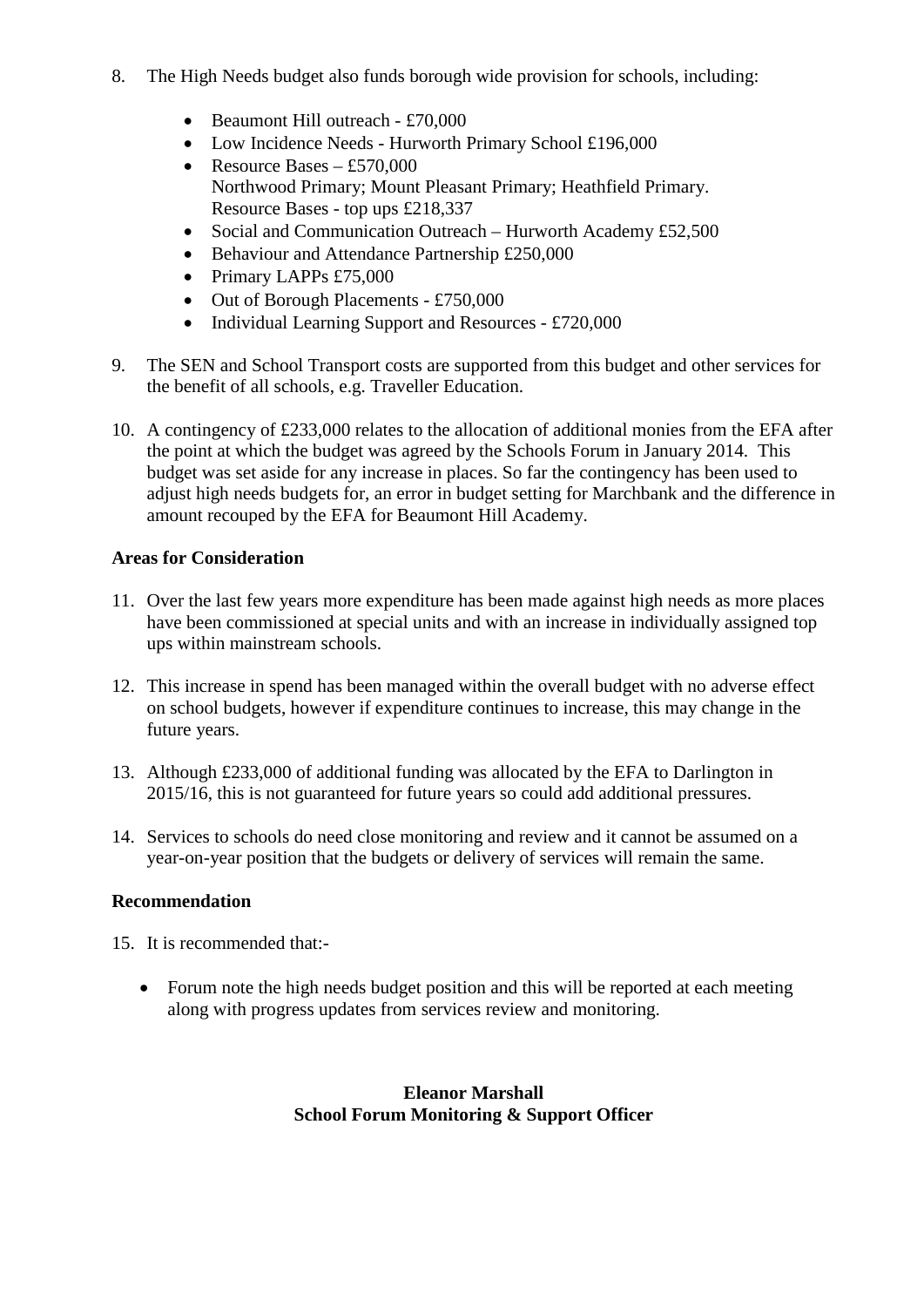8. The High Needs budget also funds borough wide provision for schools, including:

    - Beaumont Hill outreach - £70,000
    - Low Incidence Needs - Hurworth Primary School £196,000
    - Resource Bases – £570,000
      Northwood Primary; Mount Pleasant Primary; Heathfield Primary.
      Resource Bases - top ups £218,337
    - Social and Communication Outreach – Hurworth Academy £52,500
    - Behaviour and Attendance Partnership £250,000
    - Primary LAPPs £75,000
    - Out of Borough Placements - £750,000
    - Individual Learning Support and Resources - £720,000

9. The SEN and School Transport costs are supported from this budget and other services for the benefit of all schools, e.g. Traveller Education.

10. A contingency of £233,000 relates to the allocation of additional monies from the EFA after the point at which the budget was agreed by the Schools Forum in January 2014. This budget was set aside for any increase in places. So far the contingency has been used to adjust high needs budgets for, an error in budget setting for Marchbank and the difference in amount recouped by the EFA for Beaumont Hill Academy.

**Areas for Consideration**

11. Over the last few years more expenditure has been made against high needs as more places have been commissioned at special units and with an increase in individually assigned top ups within mainstream schools.

12. This increase in spend has been managed within the overall budget with no adverse effect on school budgets, however if expenditure continues to increase, this may change in the future years.

13. Although £233,000 of additional funding was allocated by the EFA to Darlington in 2015/16, this is not guaranteed for future years so could add additional pressures.

14. Services to schools do need close monitoring and review and it cannot be assumed on a year-on-year position that the budgets or delivery of services will remain the same.

**Recommendation**

15. It is recommended that:-

    - Forum note the high needs budget position and this will be reported at each meeting along with progress updates from services review and monitoring.

**Eleanor Marshall**
**School Forum Monitoring & Support Officer**